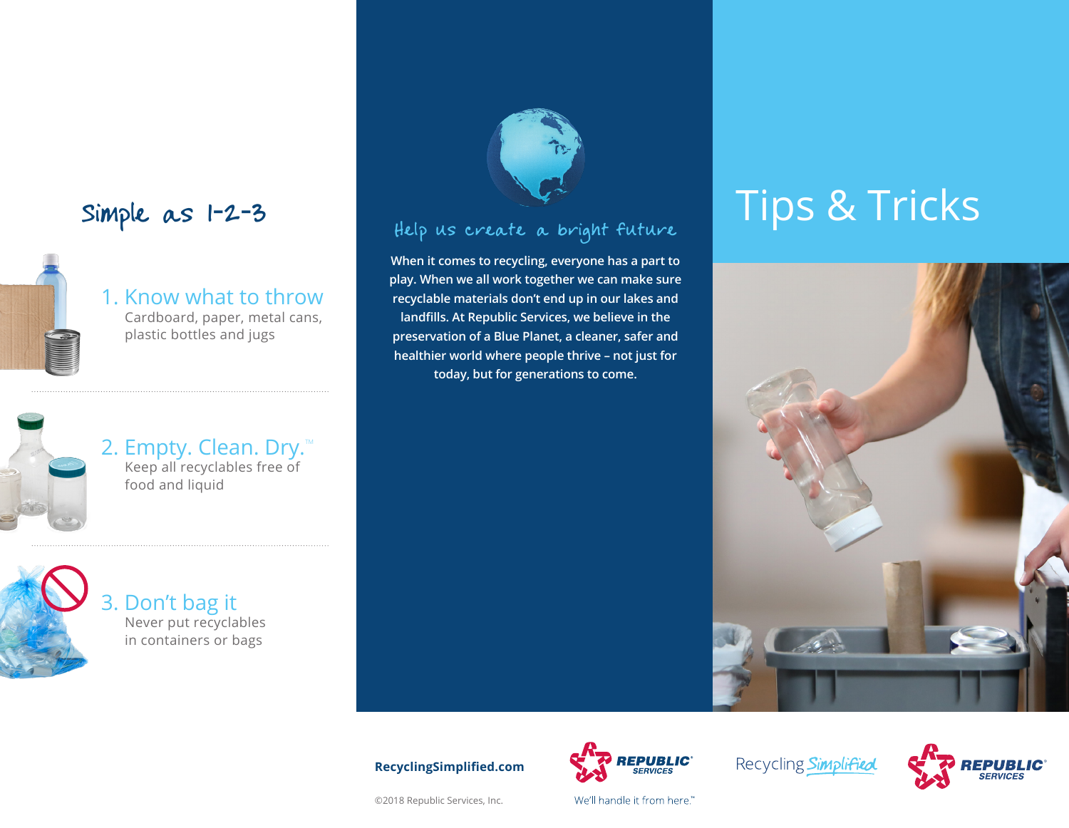## Simple as 1-2-3

### 1. Know what to throw

Cardboard, paper, metal cans, plastic bottles and jugs

### 2. Empty. Clean. Dry.™

Keep all recyclables free of food and liquid

### 3. Don't bag it

Never put recyclables in containers or bags

## Help us create a bright future

**When it comes to recycling, everyone has a part to play. When we all work together we can make sure recyclable materials don't end up in our lakes and landfills. At Republic Services, we believe in the preservation of a Blue Planet, a cleaner, safer and healthier world where people thrive – not just for today, but for generations to come.**

**RecyclingSimplified.com**

©2018 Republic Services, Inc.

REPUBLIC® SERVICES

We'll handle it from here.™

# Tips & Tricks

Recycling Simplified

REPUBLIC® SERVICES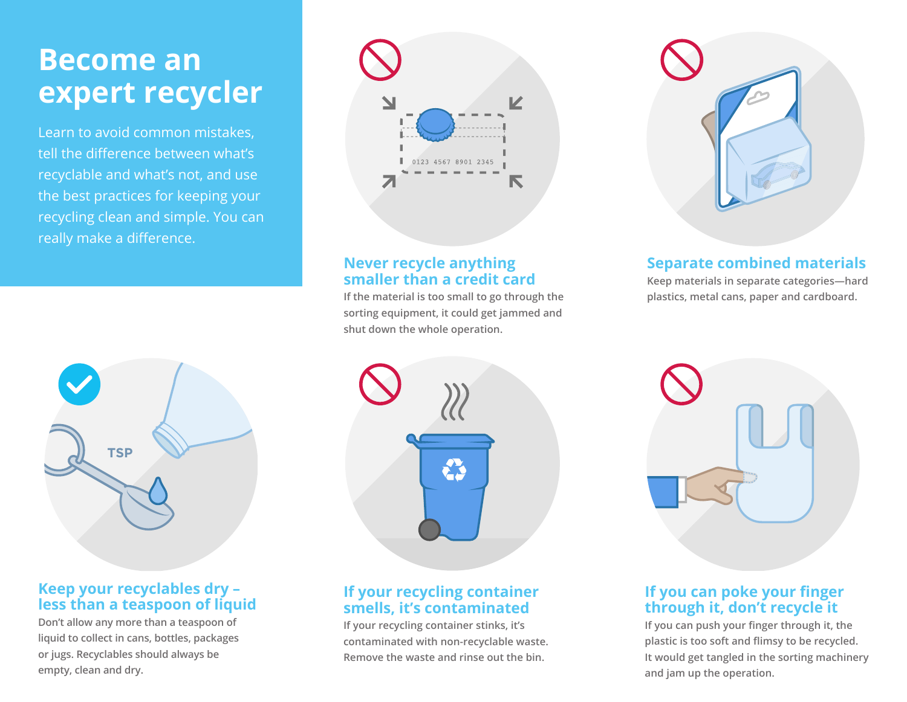# Become an expert recycler

Learn to avoid common mistakes, tell the difference between what's recyclable and what's not, and use the best practices for keeping your recycling clean and simple. You can really make a difference.

## Never recycle anything smaller than a credit card

If the material is too small to go through the sorting equipment, it could get jammed and shut down the whole operation.

## Separate combined materials

Keep materials in separate categories—hard plastics, metal cans, paper and cardboard.

## Keep your recyclables dry – less than a teaspoon of liquid

Don't allow any more than a teaspoon of liquid to collect in cans, bottles, packages or jugs. Recyclables should always be empty, clean and dry.

## If your recycling container smells, it's contaminated

If your recycling container stinks, it's contaminated with non-recyclable waste. Remove the waste and rinse out the bin.

## If you can poke your finger through it, don't recycle it

If you can push your finger through it, the plastic is too soft and flimsy to be recycled. It would get tangled in the sorting machinery and jam up the operation.